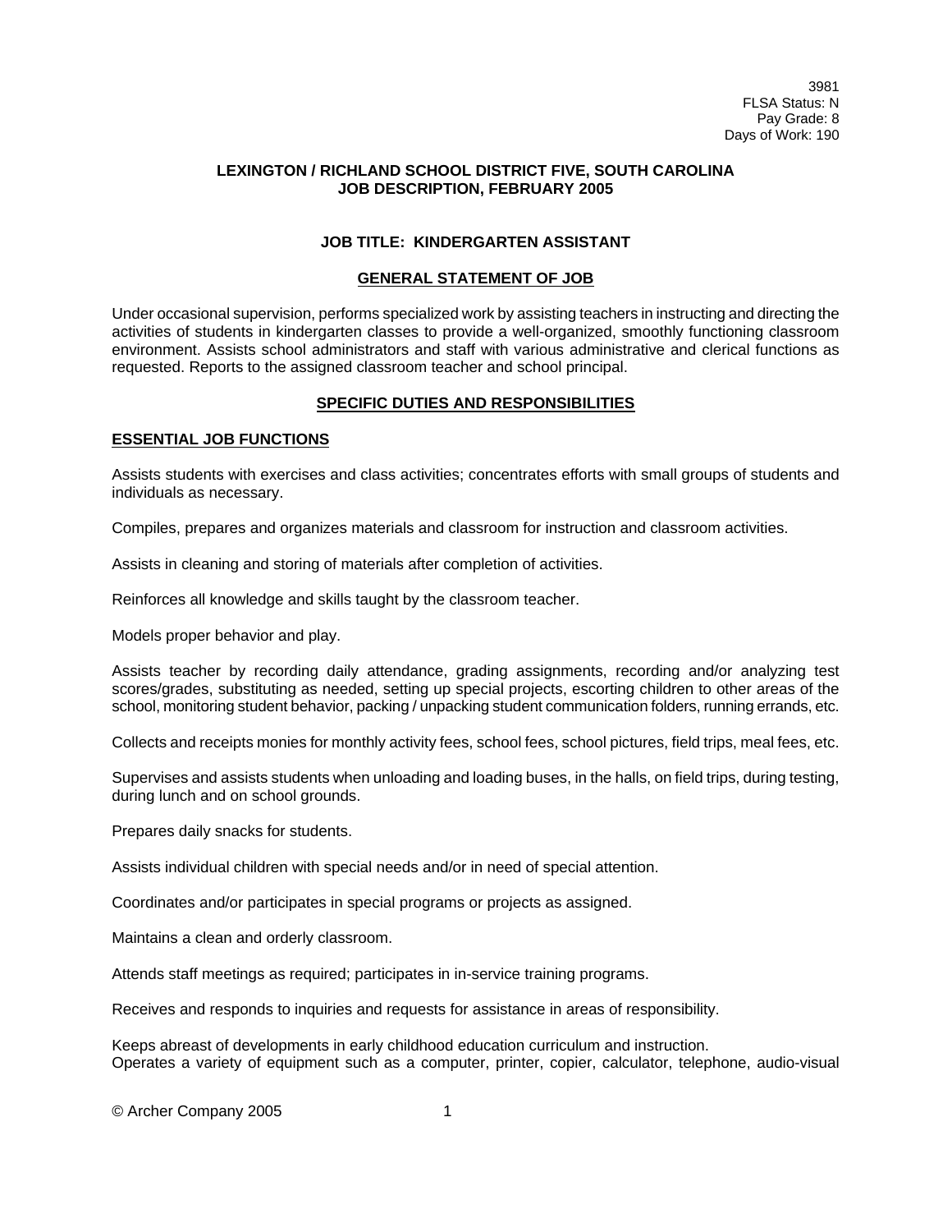3981
FLSA Status: N
Pay Grade: 8
Days of Work: 190

**LEXINGTON / RICHLAND SCHOOL DISTRICT FIVE, SOUTH CAROLINA**
**JOB DESCRIPTION, FEBRUARY 2005**

# JOB TITLE: KINDERGARTEN ASSISTANT

## GENERAL STATEMENT OF JOB

Under occasional supervision, performs specialized work by assisting teachers in instructing and directing the activities of students in kindergarten classes to provide a well-organized, smoothly functioning classroom environment. Assists school administrators and staff with various administrative and clerical functions as requested. Reports to the assigned classroom teacher and school principal.

## SPECIFIC DUTIES AND RESPONSIBILITIES

### ESSENTIAL JOB FUNCTIONS

Assists students with exercises and class activities; concentrates efforts with small groups of students and individuals as necessary.

Compiles, prepares and organizes materials and classroom for instruction and classroom activities.

Assists in cleaning and storing of materials after completion of activities.

Reinforces all knowledge and skills taught by the classroom teacher.

Models proper behavior and play.

Assists teacher by recording daily attendance, grading assignments, recording and/or analyzing test scores/grades, substituting as needed, setting up special projects, escorting children to other areas of the school, monitoring student behavior, packing / unpacking student communication folders, running errands, etc.

Collects and receipts monies for monthly activity fees, school fees, school pictures, field trips, meal fees, etc.

Supervises and assists students when unloading and loading buses, in the halls, on field trips, during testing, during lunch and on school grounds.

Prepares daily snacks for students.

Assists individual children with special needs and/or in need of special attention.

Coordinates and/or participates in special programs or projects as assigned.

Maintains a clean and orderly classroom.

Attends staff meetings as required; participates in in-service training programs.

Receives and responds to inquiries and requests for assistance in areas of responsibility.

Keeps abreast of developments in early childhood education curriculum and instruction.
Operates a variety of equipment such as a computer, printer, copier, calculator, telephone, audio-visual

© Archer Company 2005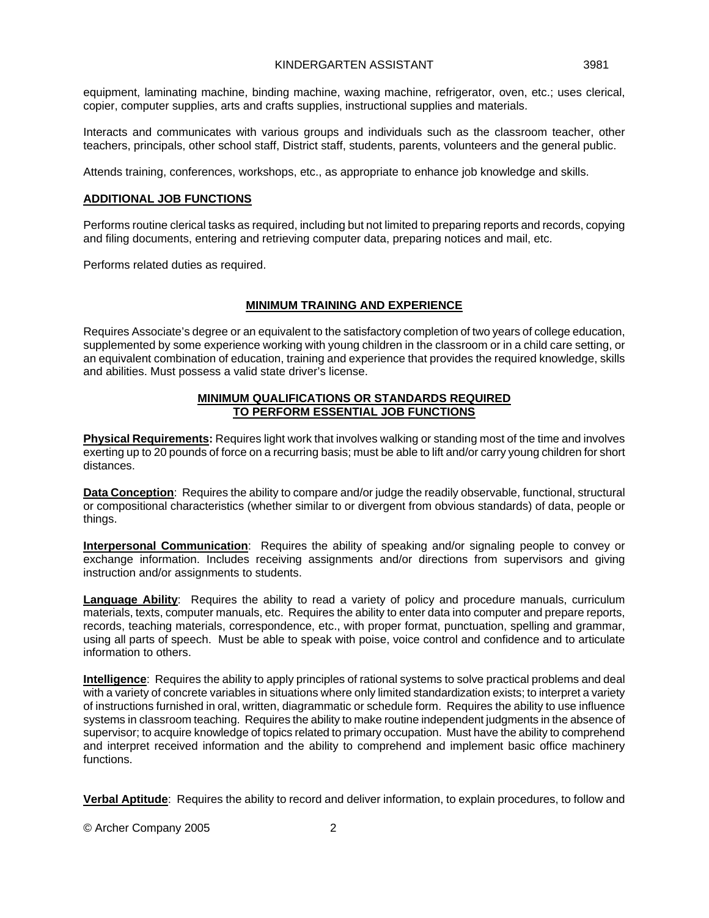equipment, laminating machine, binding machine, waxing machine, refrigerator, oven, etc.; uses clerical, copier, computer supplies, arts and crafts supplies, instructional supplies and materials.

Interacts and communicates with various groups and individuals such as the classroom teacher, other teachers, principals, other school staff, District staff, students, parents, volunteers and the general public.

Attends training, conferences, workshops, etc., as appropriate to enhance job knowledge and skills.

## ADDITIONAL JOB FUNCTIONS

Performs routine clerical tasks as required, including but not limited to preparing reports and records, copying and filing documents, entering and retrieving computer data, preparing notices and mail, etc.

Performs related duties as required.

## MINIMUM TRAINING AND EXPERIENCE

Requires Associate's degree or an equivalent to the satisfactory completion of two years of college education, supplemented by some experience working with young children in the classroom or in a child care setting, or an equivalent combination of education, training and experience that provides the required knowledge, skills and abilities. Must possess a valid state driver's license.

## MINIMUM QUALIFICATIONS OR STANDARDS REQUIRED TO PERFORM ESSENTIAL JOB FUNCTIONS

**Physical Requirements:** Requires light work that involves walking or standing most of the time and involves exerting up to 20 pounds of force on a recurring basis; must be able to lift and/or carry young children for short distances.

**Data Conception**: Requires the ability to compare and/or judge the readily observable, functional, structural or compositional characteristics (whether similar to or divergent from obvious standards) of data, people or things.

**Interpersonal Communication**: Requires the ability of speaking and/or signaling people to convey or exchange information. Includes receiving assignments and/or directions from supervisors and giving instruction and/or assignments to students.

**Language Ability**: Requires the ability to read a variety of policy and procedure manuals, curriculum materials, texts, computer manuals, etc. Requires the ability to enter data into computer and prepare reports, records, teaching materials, correspondence, etc., with proper format, punctuation, spelling and grammar, using all parts of speech. Must be able to speak with poise, voice control and confidence and to articulate information to others.

**Intelligence**: Requires the ability to apply principles of rational systems to solve practical problems and deal with a variety of concrete variables in situations where only limited standardization exists; to interpret a variety of instructions furnished in oral, written, diagrammatic or schedule form. Requires the ability to use influence systems in classroom teaching. Requires the ability to make routine independent judgments in the absence of supervisor; to acquire knowledge of topics related to primary occupation. Must have the ability to comprehend and interpret received information and the ability to comprehend and implement basic office machinery functions.

**Verbal Aptitude**: Requires the ability to record and deliver information, to explain procedures, to follow and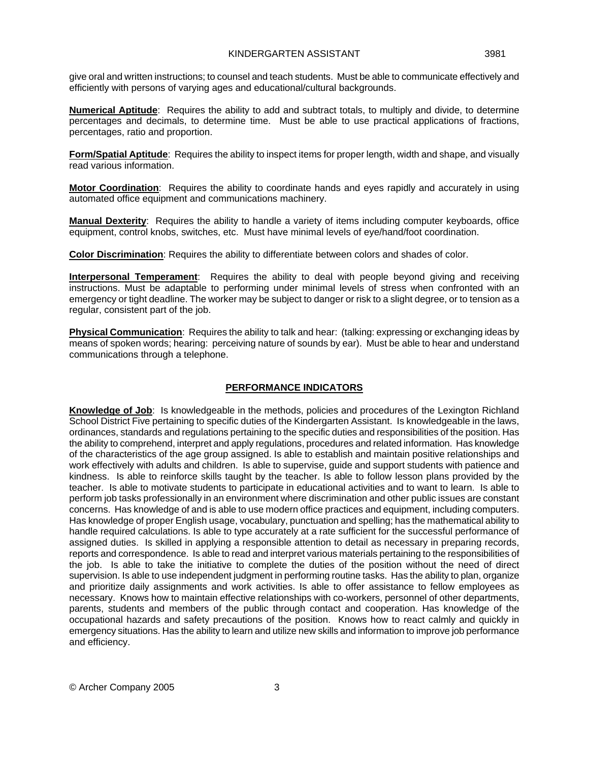give oral and written instructions; to counsel and teach students. Must be able to communicate effectively and efficiently with persons of varying ages and educational/cultural backgrounds.

**Numerical Aptitude**: Requires the ability to add and subtract totals, to multiply and divide, to determine percentages and decimals, to determine time. Must be able to use practical applications of fractions, percentages, ratio and proportion.

**Form/Spatial Aptitude**: Requires the ability to inspect items for proper length, width and shape, and visually read various information.

**Motor Coordination**: Requires the ability to coordinate hands and eyes rapidly and accurately in using automated office equipment and communications machinery.

**Manual Dexterity**: Requires the ability to handle a variety of items including computer keyboards, office equipment, control knobs, switches, etc. Must have minimal levels of eye/hand/foot coordination.

**Color Discrimination**: Requires the ability to differentiate between colors and shades of color.

**Interpersonal Temperament**: Requires the ability to deal with people beyond giving and receiving instructions. Must be adaptable to performing under minimal levels of stress when confronted with an emergency or tight deadline. The worker may be subject to danger or risk to a slight degree, or to tension as a regular, consistent part of the job.

**Physical Communication**: Requires the ability to talk and hear: (talking: expressing or exchanging ideas by means of spoken words; hearing: perceiving nature of sounds by ear). Must be able to hear and understand communications through a telephone.

## PERFORMANCE INDICATORS

**Knowledge of Job**: Is knowledgeable in the methods, policies and procedures of the Lexington Richland School District Five pertaining to specific duties of the Kindergarten Assistant. Is knowledgeable in the laws, ordinances, standards and regulations pertaining to the specific duties and responsibilities of the position. Has the ability to comprehend, interpret and apply regulations, procedures and related information. Has knowledge of the characteristics of the age group assigned. Is able to establish and maintain positive relationships and work effectively with adults and children. Is able to supervise, guide and support students with patience and kindness. Is able to reinforce skills taught by the teacher. Is able to follow lesson plans provided by the teacher. Is able to motivate students to participate in educational activities and to want to learn. Is able to perform job tasks professionally in an environment where discrimination and other public issues are constant concerns. Has knowledge of and is able to use modern office practices and equipment, including computers. Has knowledge of proper English usage, vocabulary, punctuation and spelling; has the mathematical ability to handle required calculations. Is able to type accurately at a rate sufficient for the successful performance of assigned duties. Is skilled in applying a responsible attention to detail as necessary in preparing records, reports and correspondence. Is able to read and interpret various materials pertaining to the responsibilities of the job. Is able to take the initiative to complete the duties of the position without the need of direct supervision. Is able to use independent judgment in performing routine tasks. Has the ability to plan, organize and prioritize daily assignments and work activities. Is able to offer assistance to fellow employees as necessary. Knows how to maintain effective relationships with co-workers, personnel of other departments, parents, students and members of the public through contact and cooperation. Has knowledge of the occupational hazards and safety precautions of the position. Knows how to react calmly and quickly in emergency situations. Has the ability to learn and utilize new skills and information to improve job performance and efficiency.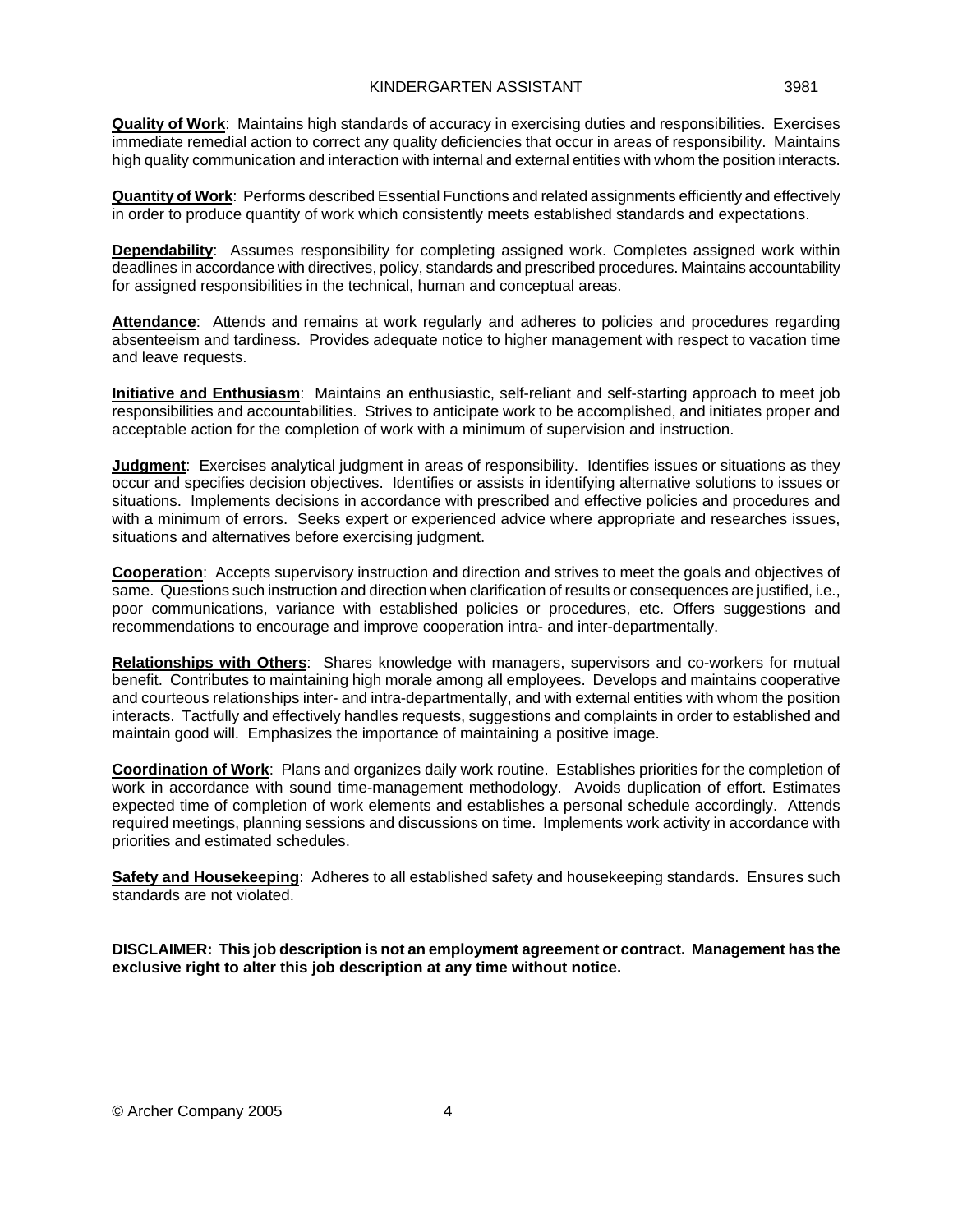**Quality of Work**: Maintains high standards of accuracy in exercising duties and responsibilities. Exercises immediate remedial action to correct any quality deficiencies that occur in areas of responsibility. Maintains high quality communication and interaction with internal and external entities with whom the position interacts.

**Quantity of Work**: Performs described Essential Functions and related assignments efficiently and effectively in order to produce quantity of work which consistently meets established standards and expectations.

**Dependability**: Assumes responsibility for completing assigned work. Completes assigned work within deadlines in accordance with directives, policy, standards and prescribed procedures. Maintains accountability for assigned responsibilities in the technical, human and conceptual areas.

**Attendance**: Attends and remains at work regularly and adheres to policies and procedures regarding absenteeism and tardiness. Provides adequate notice to higher management with respect to vacation time and leave requests.

**Initiative and Enthusiasm**: Maintains an enthusiastic, self-reliant and self-starting approach to meet job responsibilities and accountabilities. Strives to anticipate work to be accomplished, and initiates proper and acceptable action for the completion of work with a minimum of supervision and instruction.

**Judgment**: Exercises analytical judgment in areas of responsibility. Identifies issues or situations as they occur and specifies decision objectives. Identifies or assists in identifying alternative solutions to issues or situations. Implements decisions in accordance with prescribed and effective policies and procedures and with a minimum of errors. Seeks expert or experienced advice where appropriate and researches issues, situations and alternatives before exercising judgment.

**Cooperation**: Accepts supervisory instruction and direction and strives to meet the goals and objectives of same. Questions such instruction and direction when clarification of results or consequences are justified, i.e., poor communications, variance with established policies or procedures, etc. Offers suggestions and recommendations to encourage and improve cooperation intra- and inter-departmentally.

**Relationships with Others**: Shares knowledge with managers, supervisors and co-workers for mutual benefit. Contributes to maintaining high morale among all employees. Develops and maintains cooperative and courteous relationships inter- and intra-departmentally, and with external entities with whom the position interacts. Tactfully and effectively handles requests, suggestions and complaints in order to established and maintain good will. Emphasizes the importance of maintaining a positive image.

**Coordination of Work**: Plans and organizes daily work routine. Establishes priorities for the completion of work in accordance with sound time-management methodology. Avoids duplication of effort. Estimates expected time of completion of work elements and establishes a personal schedule accordingly. Attends required meetings, planning sessions and discussions on time. Implements work activity in accordance with priorities and estimated schedules.

**Safety and Housekeeping**: Adheres to all established safety and housekeeping standards. Ensures such standards are not violated.

**DISCLAIMER: This job description is not an employment agreement or contract. Management has the exclusive right to alter this job description at any time without notice.**